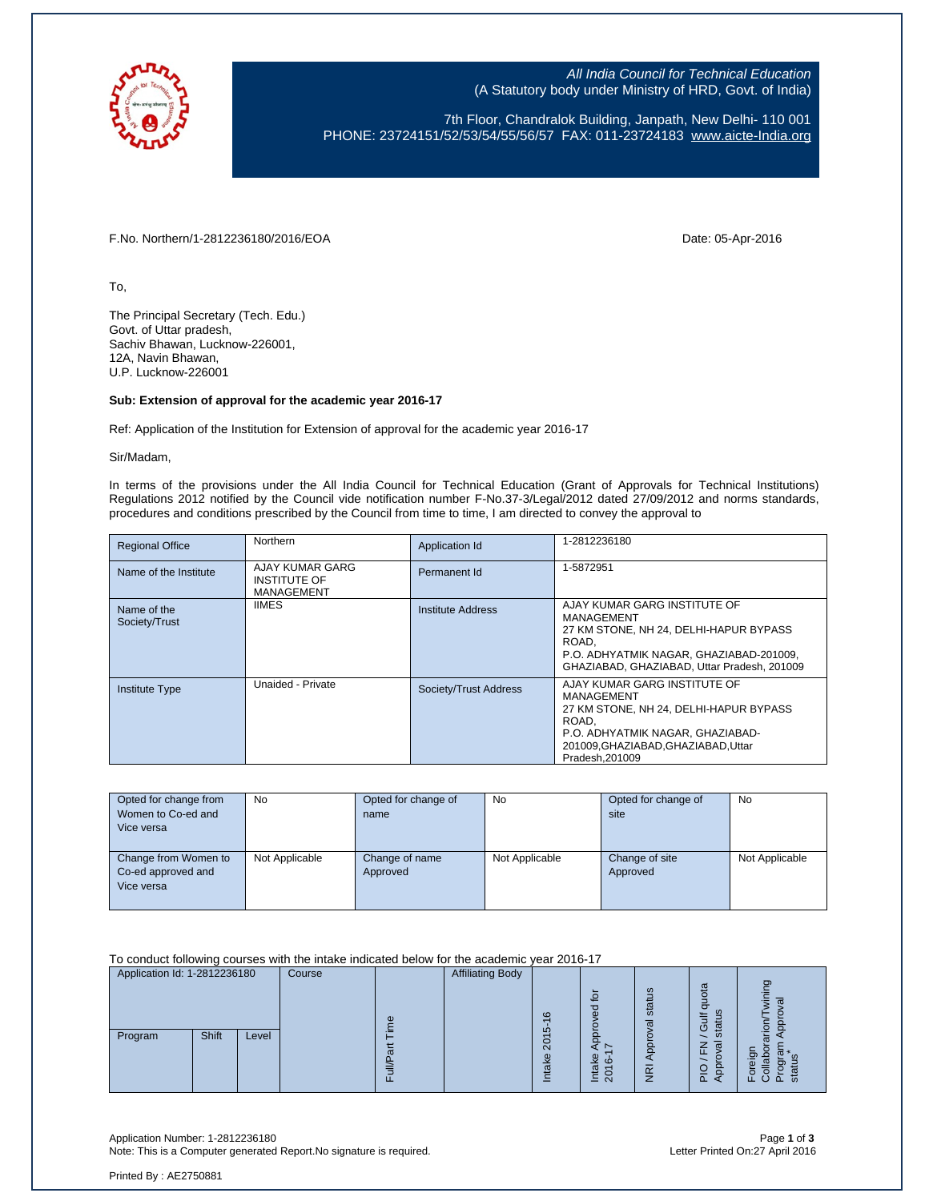*All India Council for Technical Education*
(A Statutory body under Ministry of HRD, Govt. of India)

7th Floor, Chandralok Building, Janpath, New Delhi- 110 001
PHONE: 23724151/52/53/54/55/56/57 FAX: 011-23724183 www.aicte-India.org

F.No. Northern/1-2812236180/2016/EOA

Date: 05-Apr-2016

To,

The Principal Secretary (Tech. Edu.)
Govt. of Uttar pradesh,
Sachiv Bhawan, Lucknow-226001,
12A, Navin Bhawan,
U.P. Lucknow-226001

**Sub: Extension of approval for the academic year 2016-17**

Ref: Application of the Institution for Extension of approval for the academic year 2016-17

Sir/Madam,

In terms of the provisions under the All India Council for Technical Education (Grant of Approvals for Technical Institutions) Regulations 2012 notified by the Council vide notification number F-No.37-3/Legal/2012 dated 27/09/2012 and norms standards, procedures and conditions prescribed by the Council from time to time, I am directed to convey the approval to

| Regional Office | Northern | Application Id | 1-2812236180 |
|---|---|---|---|
| Name of the Institute | AJAY KUMAR GARG INSTITUTE OF MANAGEMENT | Permanent Id | 1-5872951 |
| Name of the Society/Trust | IIMES | Institute Address | AJAY KUMAR GARG INSTITUTE OF MANAGEMENT 27 KM STONE, NH 24, DELHI-HAPUR BYPASS ROAD, P.O. ADHYATMIK NAGAR, GHAZIABAD-201009, GHAZIABAD, GHAZIABAD, Uttar Pradesh, 201009 |
| Institute Type | Unaided - Private | Society/Trust Address | AJAY KUMAR GARG INSTITUTE OF MANAGEMENT 27 KM STONE, NH 24, DELHI-HAPUR BYPASS ROAD, P.O. ADHYATMIK NAGAR, GHAZIABAD-201009,GHAZIABAD,GHAZIABAD,Uttar Pradesh,201009 |

| Opted for change from Women to Co-ed and Vice versa | No | Opted for change of name | No | Opted for change of site | No |
|---|---|---|---|---|---|
| Change from Women to Co-ed approved and Vice versa | Not Applicable | Change of name Approved | Not Applicable | Change of site Approved | Not Applicable |

To conduct following courses with the intake indicated below for the academic year 2016-17

| Application Id: 1-2812236180 | | | Course | Full/Part Time | Affiliating Body | Intake 2015-16 | Intake Approved for 2016-17 | NRI Approval status | PIO / FN / Gulf quota Approval status | Foreign Collaborarion/Twining Program Approval status* |
|---|---|---|---|---|---|---|---|---|---|---|
| Program | Shift | Level | | | | | | | | |

Printed By : AE2750881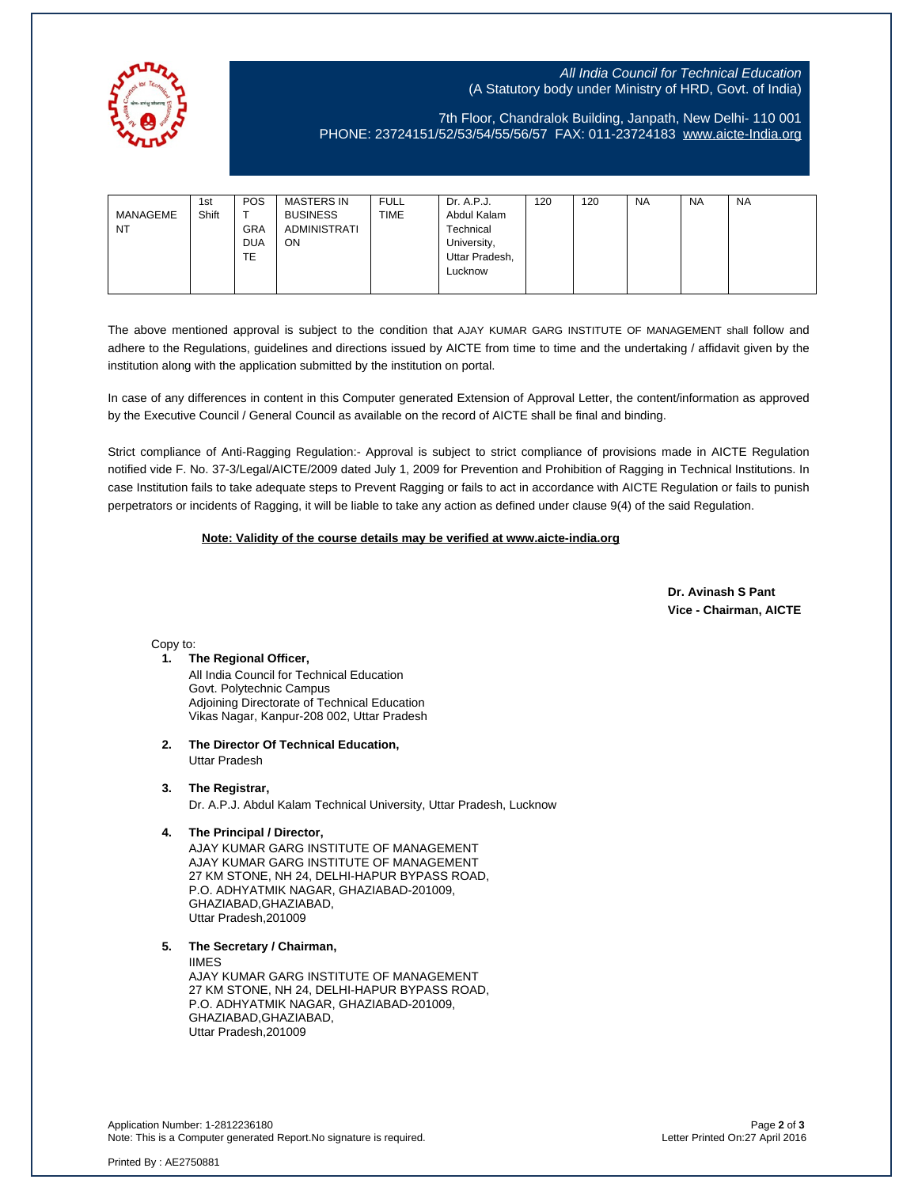All India Council for Technical Education
(A Statutory body under Ministry of HRD, Govt. of India)

7th Floor, Chandralok Building, Janpath, New Delhi- 110 001
PHONE: 23724151/52/53/54/55/56/57 FAX: 011-23724183 www.aicte-India.org

| | | | | | | | | | | |
|---|---|---|---|---|---|---|---|---|---|---|
| MANAGEMENT | 1st Shift | POST GRADUATE | MASTERS IN BUSINESS ADMINISTRATION | FULL TIME | Dr. A.P.J. Abdul Kalam Technical University, Uttar Pradesh, Lucknow | 120 | 120 | NA | NA | NA |

The above mentioned approval is subject to the condition that AJAY KUMAR GARG INSTITUTE OF MANAGEMENT shall follow and adhere to the Regulations, guidelines and directions issued by AICTE from time to time and the undertaking / affidavit given by the institution along with the application submitted by the institution on portal.

In case of any differences in content in this Computer generated Extension of Approval Letter, the content/information as approved by the Executive Council / General Council as available on the record of AICTE shall be final and binding.

Strict compliance of Anti-Ragging Regulation:- Approval is subject to strict compliance of provisions made in AICTE Regulation notified vide F. No. 37-3/Legal/AICTE/2009 dated July 1, 2009 for Prevention and Prohibition of Ragging in Technical Institutions. In case Institution fails to take adequate steps to Prevent Ragging or fails to act in accordance with AICTE Regulation or fails to punish perpetrators or incidents of Ragging, it will be liable to take any action as defined under clause 9(4) of the said Regulation.

**Note: Validity of the course details may be verified at www.aicte-india.org**

**Dr. Avinash S Pant**
**Vice - Chairman, AICTE**

Copy to:

1. **The Regional Officer,**
   All India Council for Technical Education
   Govt. Polytechnic Campus
   Adjoining Directorate of Technical Education
   Vikas Nagar, Kanpur-208 002, Uttar Pradesh

2. **The Director Of Technical Education,**
   Uttar Pradesh

3. **The Registrar,**
   Dr. A.P.J. Abdul Kalam Technical University, Uttar Pradesh, Lucknow

4. **The Principal / Director,**
   AJAY KUMAR GARG INSTITUTE OF MANAGEMENT
   AJAY KUMAR GARG INSTITUTE OF MANAGEMENT
   27 KM STONE, NH 24, DELHI-HAPUR BYPASS ROAD,
   P.O. ADHYATMIK NAGAR, GHAZIABAD-201009,
   GHAZIABAD,GHAZIABAD,
   Uttar Pradesh,201009

5. **The Secretary / Chairman,**
   IIMES
   AJAY KUMAR GARG INSTITUTE OF MANAGEMENT
   27 KM STONE, NH 24, DELHI-HAPUR BYPASS ROAD,
   P.O. ADHYATMIK NAGAR, GHAZIABAD-201009,
   GHAZIABAD,GHAZIABAD,
   Uttar Pradesh,201009

Application Number: 1-2812236180
Note: This is a Computer generated Report.No signature is required.
Letter Printed On:27 April 2016

Printed By : AE2750881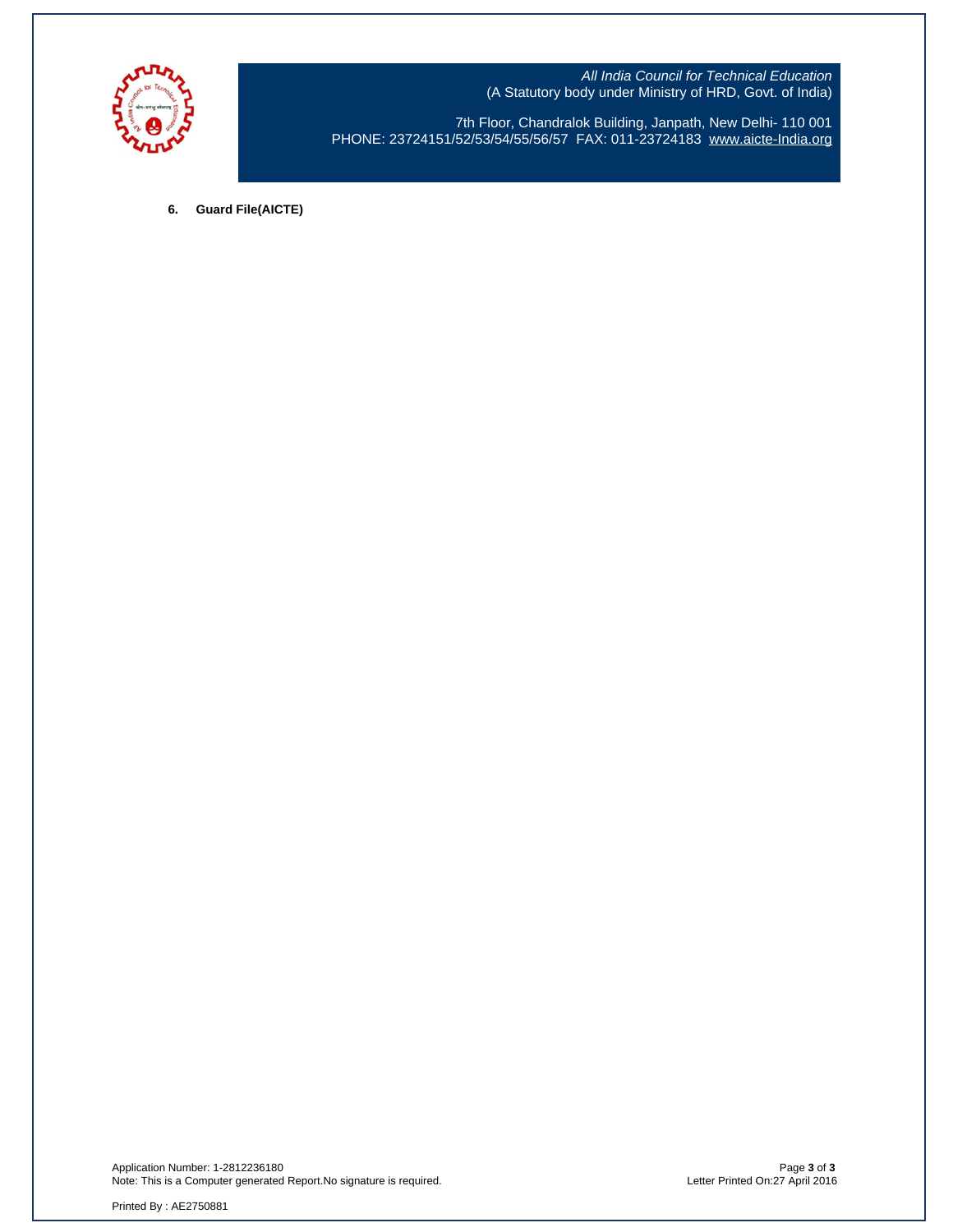6. **Guard File(AICTE)**

Application Number: 1-2812236180
Note: This is a Computer generated Report.No signature is required.

Letter Printed On:27 April 2016

Printed By : AE2750881